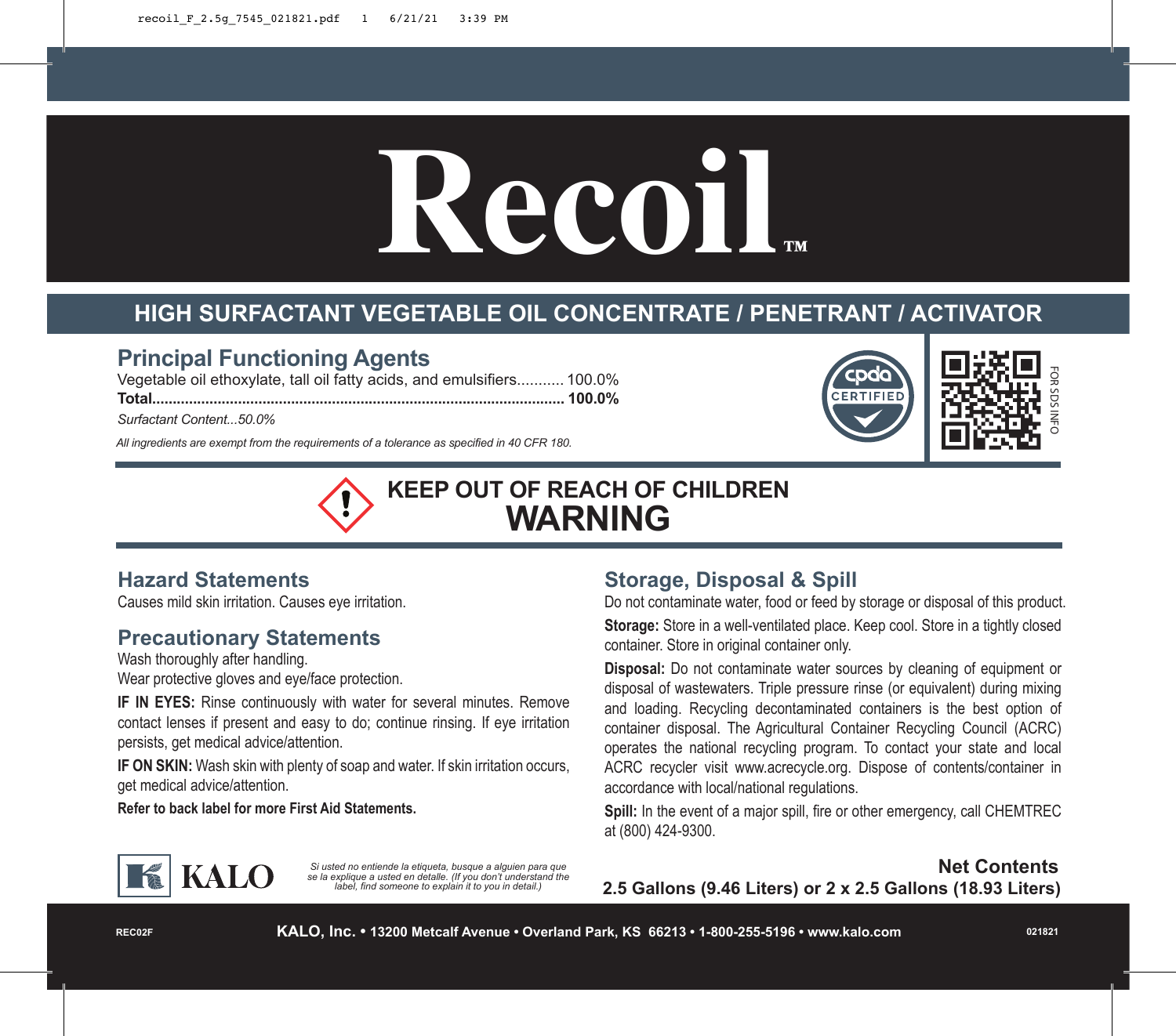# Recoil™

## HIGH SURFACTANT VEGETABLE OIL CONCENTRATE / PENETRANT / ACTIVATOR

## Principal Functioning Agents

Vegetable oil ethoxylate, tall oil fatty acids, and emulsifiers........... 100.0%
**Total.................................................................................................... 100.0%**

*Surfactant Content...50.0%*

*All ingredients are exempt from the requirements of a tolerance as specified in 40 CFR 180.*

CPDA CERTIFIED

FOR SDS INFO

**KEEP OUT OF REACH OF CHILDREN**
# WARNING

## Hazard Statements

Causes mild skin irritation. Causes eye irritation.

## Precautionary Statements

Wash thoroughly after handling.
Wear protective gloves and eye/face protection.

**IF IN EYES:** Rinse continuously with water for several minutes. Remove contact lenses if present and easy to do; continue rinsing. If eye irritation persists, get medical advice/attention.

**IF ON SKIN:** Wash skin with plenty of soap and water. If skin irritation occurs, get medical advice/attention.

**Refer to back label for more First Aid Statements.**

## Storage, Disposal & Spill

Do not contaminate water, food or feed by storage or disposal of this product.

**Storage:** Store in a well-ventilated place. Keep cool. Store in a tightly closed container. Store in original container only.

**Disposal:** Do not contaminate water sources by cleaning of equipment or disposal of wastewaters. Triple pressure rinse (or equivalent) during mixing and loading. Recycling decontaminated containers is the best option of container disposal. The Agricultural Container Recycling Council (ACRC) operates the national recycling program. To contact your state and local ACRC recycler visit www.acrecycle.org. Dispose of contents/container in accordance with local/national regulations.

**Spill:** In the event of a major spill, fire or other emergency, call CHEMTREC at (800) 424-9300.

KALO

*Si usted no entiende la etiqueta, busque a alguien para que se la explique a usted en detalle. (If you don't understand the label, find someone to explain it to you in detail.)*

**Net Contents**
**2.5 Gallons (9.46 Liters) or 2 x 2.5 Gallons (18.93 Liters)**

REC02F **KALO, Inc. • 13200 Metcalf Avenue • Overland Park, KS 66213 • 1-800-255-5196 • www.kalo.com** 021821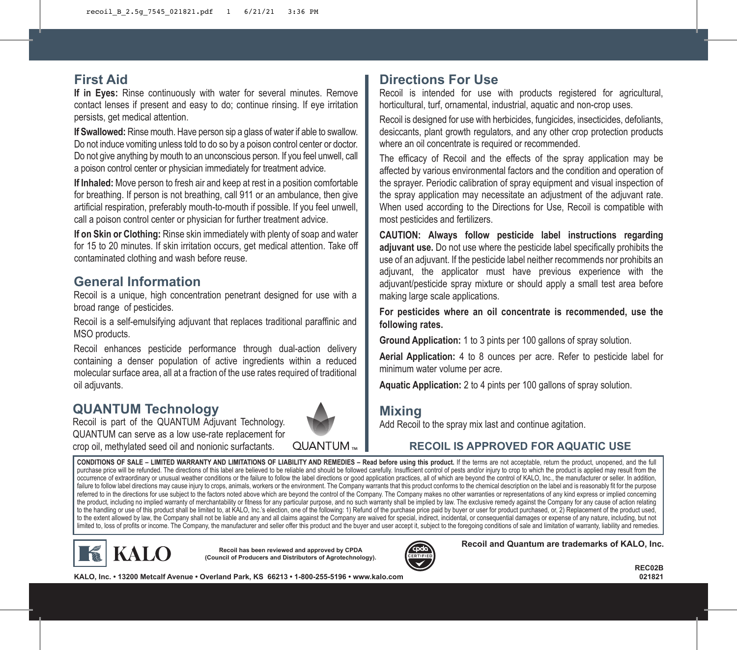## First Aid

**If in Eyes:** Rinse continuously with water for several minutes. Remove contact lenses if present and easy to do; continue rinsing. If eye irritation persists, get medical attention.

**If Swallowed:** Rinse mouth. Have person sip a glass of water if able to swallow. Do not induce vomiting unless told to do so by a poison control center or doctor. Do not give anything by mouth to an unconscious person. If you feel unwell, call a poison control center or physician immediately for treatment advice.

**If Inhaled:** Move person to fresh air and keep at rest in a position comfortable for breathing. If person is not breathing, call 911 or an ambulance, then give artificial respiration, preferably mouth-to-mouth if possible. If you feel unwell, call a poison control center or physician for further treatment advice.

**If on Skin or Clothing:** Rinse skin immediately with plenty of soap and water for 15 to 20 minutes. If skin irritation occurs, get medical attention. Take off contaminated clothing and wash before reuse.

## General Information

Recoil is a unique, high concentration penetrant designed for use with a broad range of pesticides.

Recoil is a self-emulsifying adjuvant that replaces traditional paraffinic and MSO products.

Recoil enhances pesticide performance through dual-action delivery containing a denser population of active ingredients within a reduced molecular surface area, all at a fraction of the use rates required of traditional oil adjuvants.

## QUANTUM Technology

Recoil is part of the QUANTUM Adjuvant Technology. QUANTUM can serve as a low use-rate replacement for crop oil, methylated seed oil and nonionic surfactants.

QUANTUM™

## Directions For Use

Recoil is intended for use with products registered for agricultural, horticultural, turf, ornamental, industrial, aquatic and non-crop uses.

Recoil is designed for use with herbicides, fungicides, insecticides, defoliants, desiccants, plant growth regulators, and any other crop protection products where an oil concentrate is required or recommended.

The efficacy of Recoil and the effects of the spray application may be affected by various environmental factors and the condition and operation of the sprayer. Periodic calibration of spray equipment and visual inspection of the spray application may necessitate an adjustment of the adjuvant rate. When used according to the Directions for Use, Recoil is compatible with most pesticides and fertilizers.

**CAUTION: Always follow pesticide label instructions regarding adjuvant use.** Do not use where the pesticide label specifically prohibits the use of an adjuvant. If the pesticide label neither recommends nor prohibits an adjuvant, the applicator must have previous experience with the adjuvant/pesticide spray mixture or should apply a small test area before making large scale applications.

**For pesticides where an oil concentrate is recommended, use the following rates.**

**Ground Application:** 1 to 3 pints per 100 gallons of spray solution.

**Aerial Application:** 4 to 8 ounces per acre. Refer to pesticide label for minimum water volume per acre.

**Aquatic Application:** 2 to 4 pints per 100 gallons of spray solution.

## Mixing

Add Recoil to the spray mix last and continue agitation.

**RECOIL IS APPROVED FOR AQUATIC USE**

**CONDITIONS OF SALE – LIMITED WARRANTY AND LIMITATIONS OF LIABILITY AND REMEDIES – Read before using this product.** If the terms are not acceptable, return the product, unopened, and the full purchase price will be refunded. The directions of this label are believed to be reliable and should be followed carefully. Insufficient control of pests and/or injury to crop to which the product is applied may result from the occurrence of extraordinary or unusual weather conditions or the failure to follow the label directions or good application practices, all of which are beyond the control of KALO, Inc., the manufacturer or seller. In addition, failure to follow label directions may cause injury to crops, animals, workers or the environment. The Company warrants that this product conforms to the chemical description on the label and is reasonably fit for the purpose referred to in the directions for use subject to the factors noted above which are beyond the control of the Company. The Company makes no other warranties or representations of any kind express or implied concerning the product, including no implied warranty of merchantability or fitness for any particular purpose, and no such warranty shall be implied by law. The exclusive remedy against the Company for any cause of action relating to the handling or use of this product shall be limited to, at KALO, Inc.'s election, one of the following: 1) Refund of the purchase price paid by buyer or user for product purchased, or, 2) Replacement of the product used, to the extent allowed by law, the Company shall not be liable and any and all claims against the Company are waived for special, indirect, incidental, or consequential damages or expense of any nature, including, but not limited to, loss of profits or income. The Company, the manufacturer and seller offer this product and the buyer and user accept it, subject to the foregoing conditions of sale and limitation of warranty, liability and remedies.

KALO

**Recoil has been reviewed and approved by CPDA (Council of Producers and Distributors of Agrotechnology).**

cpda CERTIFIED

**Recoil and Quantum are trademarks of KALO, Inc.**

**KALO, Inc. • 13200 Metcalf Avenue • Overland Park, KS 66213 • 1-800-255-5196 • www.kalo.com**

**REC02B**
**021821**